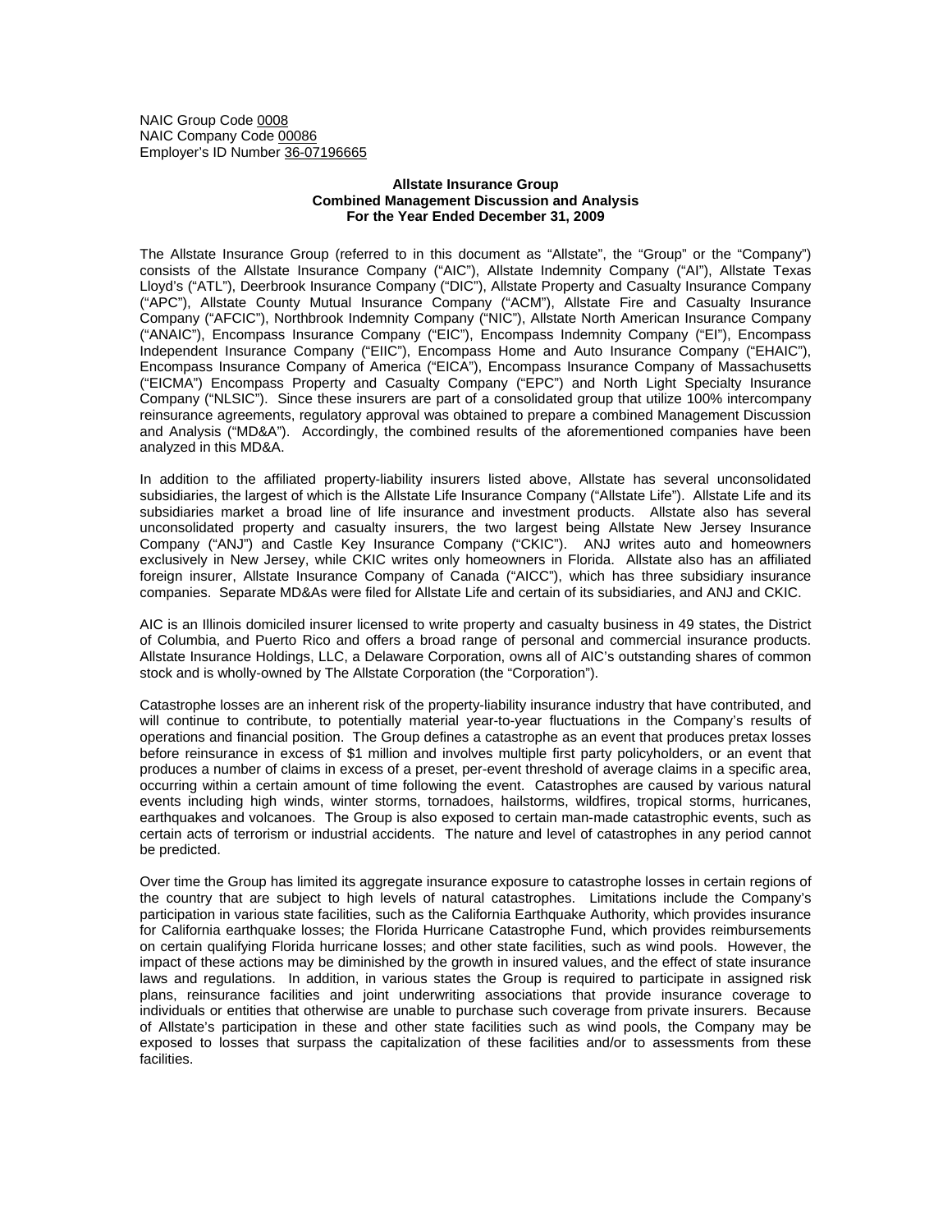NAIC Group Code 0008
NAIC Company Code 00086
Employer's ID Number 36-07196665

**Allstate Insurance Group**
**Combined Management Discussion and Analysis**
**For the Year Ended December 31, 2009**

The Allstate Insurance Group (referred to in this document as "Allstate", the "Group" or the "Company") consists of the Allstate Insurance Company ("AIC"), Allstate Indemnity Company ("AI"), Allstate Texas Lloyd's ("ATL"), Deerbrook Insurance Company ("DIC"), Allstate Property and Casualty Insurance Company ("APC"), Allstate County Mutual Insurance Company ("ACM"), Allstate Fire and Casualty Insurance Company ("AFCIC"), Northbrook Indemnity Company ("NIC"), Allstate North American Insurance Company ("ANAIC"), Encompass Insurance Company ("EIC"), Encompass Indemnity Company ("EI"), Encompass Independent Insurance Company ("EIIC"), Encompass Home and Auto Insurance Company ("EHAIC"), Encompass Insurance Company of America ("EICA"), Encompass Insurance Company of Massachusetts ("EICMA") Encompass Property and Casualty Company ("EPC") and North Light Specialty Insurance Company ("NLSIC"). Since these insurers are part of a consolidated group that utilize 100% intercompany reinsurance agreements, regulatory approval was obtained to prepare a combined Management Discussion and Analysis ("MD&A"). Accordingly, the combined results of the aforementioned companies have been analyzed in this MD&A.

In addition to the affiliated property-liability insurers listed above, Allstate has several unconsolidated subsidiaries, the largest of which is the Allstate Life Insurance Company ("Allstate Life"). Allstate Life and its subsidiaries market a broad line of life insurance and investment products. Allstate also has several unconsolidated property and casualty insurers, the two largest being Allstate New Jersey Insurance Company ("ANJ") and Castle Key Insurance Company ("CKIC"). ANJ writes auto and homeowners exclusively in New Jersey, while CKIC writes only homeowners in Florida. Allstate also has an affiliated foreign insurer, Allstate Insurance Company of Canada ("AICC"), which has three subsidiary insurance companies. Separate MD&As were filed for Allstate Life and certain of its subsidiaries, and ANJ and CKIC.

AIC is an Illinois domiciled insurer licensed to write property and casualty business in 49 states, the District of Columbia, and Puerto Rico and offers a broad range of personal and commercial insurance products. Allstate Insurance Holdings, LLC, a Delaware Corporation, owns all of AIC's outstanding shares of common stock and is wholly-owned by The Allstate Corporation (the "Corporation").

Catastrophe losses are an inherent risk of the property-liability insurance industry that have contributed, and will continue to contribute, to potentially material year-to-year fluctuations in the Company's results of operations and financial position. The Group defines a catastrophe as an event that produces pretax losses before reinsurance in excess of $1 million and involves multiple first party policyholders, or an event that produces a number of claims in excess of a preset, per-event threshold of average claims in a specific area, occurring within a certain amount of time following the event. Catastrophes are caused by various natural events including high winds, winter storms, tornadoes, hailstorms, wildfires, tropical storms, hurricanes, earthquakes and volcanoes. The Group is also exposed to certain man-made catastrophic events, such as certain acts of terrorism or industrial accidents. The nature and level of catastrophes in any period cannot be predicted.

Over time the Group has limited its aggregate insurance exposure to catastrophe losses in certain regions of the country that are subject to high levels of natural catastrophes. Limitations include the Company's participation in various state facilities, such as the California Earthquake Authority, which provides insurance for California earthquake losses; the Florida Hurricane Catastrophe Fund, which provides reimbursements on certain qualifying Florida hurricane losses; and other state facilities, such as wind pools. However, the impact of these actions may be diminished by the growth in insured values, and the effect of state insurance laws and regulations. In addition, in various states the Group is required to participate in assigned risk plans, reinsurance facilities and joint underwriting associations that provide insurance coverage to individuals or entities that otherwise are unable to purchase such coverage from private insurers. Because of Allstate's participation in these and other state facilities such as wind pools, the Company may be exposed to losses that surpass the capitalization of these facilities and/or to assessments from these facilities.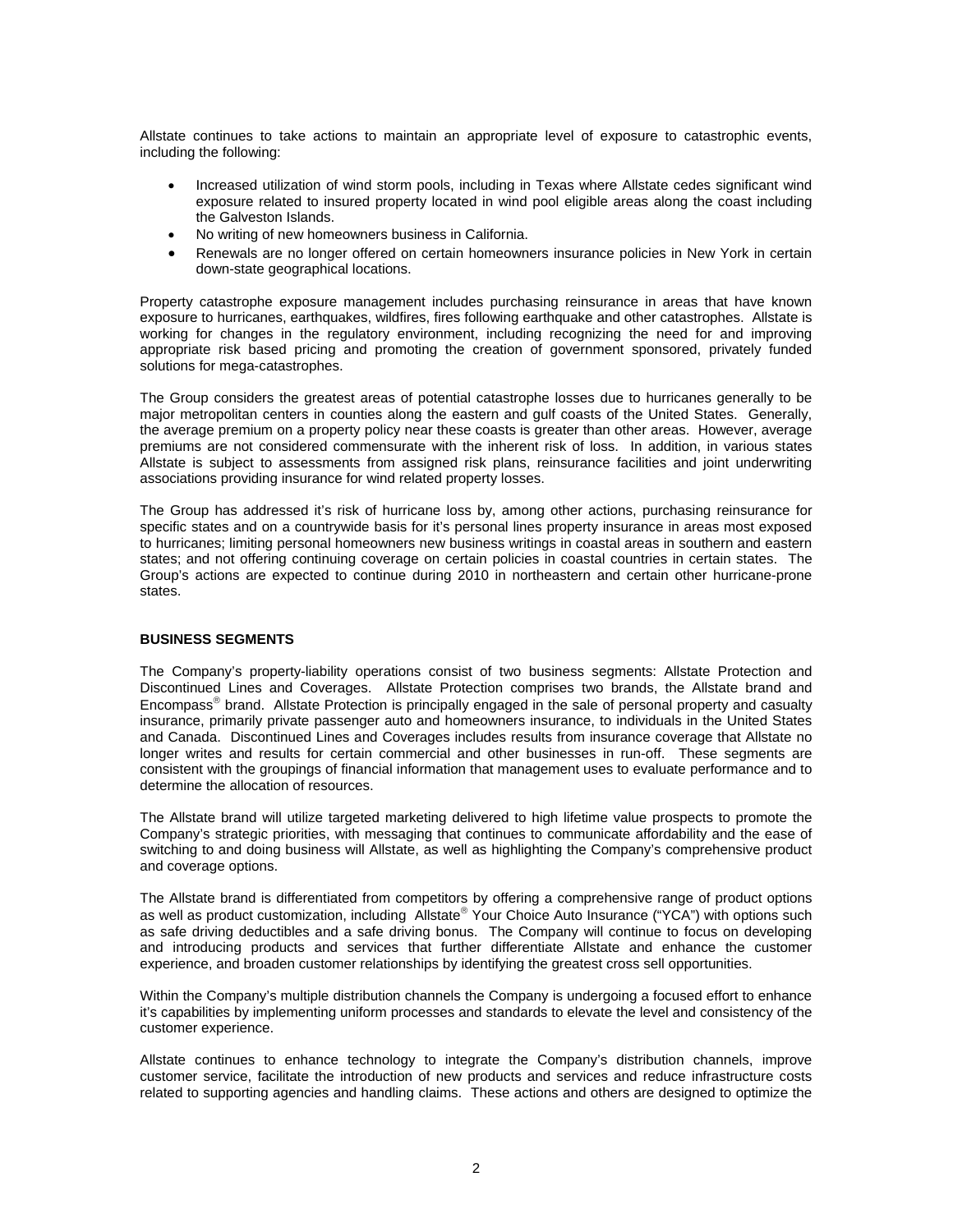Allstate continues to take actions to maintain an appropriate level of exposure to catastrophic events, including the following:

- Increased utilization of wind storm pools, including in Texas where Allstate cedes significant wind exposure related to insured property located in wind pool eligible areas along the coast including the Galveston Islands.
- No writing of new homeowners business in California.
- Renewals are no longer offered on certain homeowners insurance policies in New York in certain down-state geographical locations.

Property catastrophe exposure management includes purchasing reinsurance in areas that have known exposure to hurricanes, earthquakes, wildfires, fires following earthquake and other catastrophes. Allstate is working for changes in the regulatory environment, including recognizing the need for and improving appropriate risk based pricing and promoting the creation of government sponsored, privately funded solutions for mega-catastrophes.

The Group considers the greatest areas of potential catastrophe losses due to hurricanes generally to be major metropolitan centers in counties along the eastern and gulf coasts of the United States. Generally, the average premium on a property policy near these coasts is greater than other areas. However, average premiums are not considered commensurate with the inherent risk of loss. In addition, in various states Allstate is subject to assessments from assigned risk plans, reinsurance facilities and joint underwriting associations providing insurance for wind related property losses.

The Group has addressed it's risk of hurricane loss by, among other actions, purchasing reinsurance for specific states and on a countrywide basis for it's personal lines property insurance in areas most exposed to hurricanes; limiting personal homeowners new business writings in coastal areas in southern and eastern states; and not offering continuing coverage on certain policies in coastal countries in certain states. The Group's actions are expected to continue during 2010 in northeastern and certain other hurricane-prone states.

**BUSINESS SEGMENTS**

The Company's property-liability operations consist of two business segments: Allstate Protection and Discontinued Lines and Coverages. Allstate Protection comprises two brands, the Allstate brand and Encompass® brand. Allstate Protection is principally engaged in the sale of personal property and casualty insurance, primarily private passenger auto and homeowners insurance, to individuals in the United States and Canada. Discontinued Lines and Coverages includes results from insurance coverage that Allstate no longer writes and results for certain commercial and other businesses in run-off. These segments are consistent with the groupings of financial information that management uses to evaluate performance and to determine the allocation of resources.

The Allstate brand will utilize targeted marketing delivered to high lifetime value prospects to promote the Company's strategic priorities, with messaging that continues to communicate affordability and the ease of switching to and doing business will Allstate, as well as highlighting the Company's comprehensive product and coverage options.

The Allstate brand is differentiated from competitors by offering a comprehensive range of product options as well as product customization, including Allstate® Your Choice Auto Insurance ("YCA") with options such as safe driving deductibles and a safe driving bonus. The Company will continue to focus on developing and introducing products and services that further differentiate Allstate and enhance the customer experience, and broaden customer relationships by identifying the greatest cross sell opportunities.

Within the Company's multiple distribution channels the Company is undergoing a focused effort to enhance it's capabilities by implementing uniform processes and standards to elevate the level and consistency of the customer experience.

Allstate continues to enhance technology to integrate the Company's distribution channels, improve customer service, facilitate the introduction of new products and services and reduce infrastructure costs related to supporting agencies and handling claims. These actions and others are designed to optimize the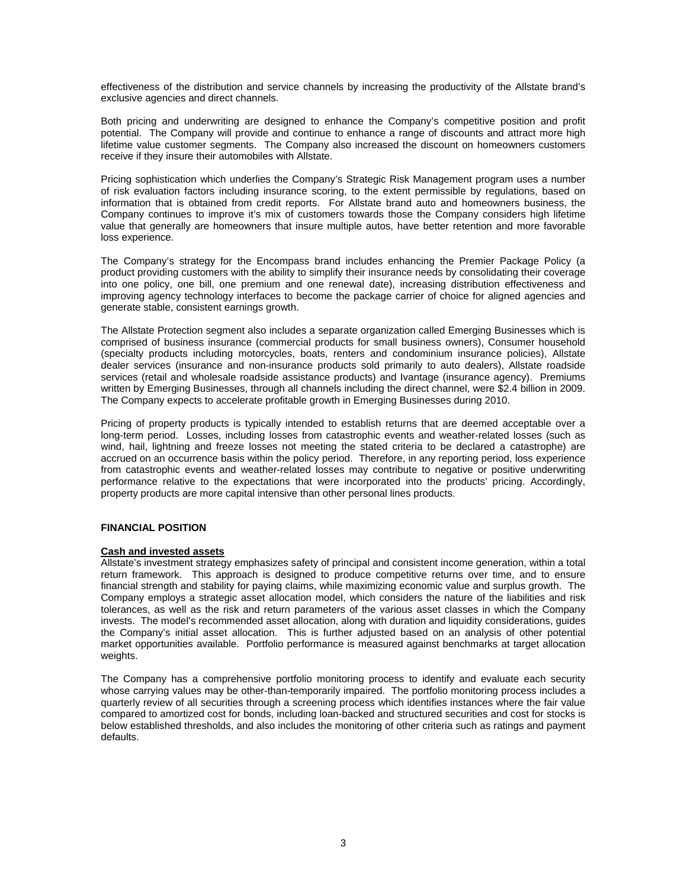effectiveness of the distribution and service channels by increasing the productivity of the Allstate brand's exclusive agencies and direct channels.

Both pricing and underwriting are designed to enhance the Company's competitive position and profit potential. The Company will provide and continue to enhance a range of discounts and attract more high lifetime value customer segments. The Company also increased the discount on homeowners customers receive if they insure their automobiles with Allstate.

Pricing sophistication which underlies the Company's Strategic Risk Management program uses a number of risk evaluation factors including insurance scoring, to the extent permissible by regulations, based on information that is obtained from credit reports. For Allstate brand auto and homeowners business, the Company continues to improve it's mix of customers towards those the Company considers high lifetime value that generally are homeowners that insure multiple autos, have better retention and more favorable loss experience.

The Company's strategy for the Encompass brand includes enhancing the Premier Package Policy (a product providing customers with the ability to simplify their insurance needs by consolidating their coverage into one policy, one bill, one premium and one renewal date), increasing distribution effectiveness and improving agency technology interfaces to become the package carrier of choice for aligned agencies and generate stable, consistent earnings growth.

The Allstate Protection segment also includes a separate organization called Emerging Businesses which is comprised of business insurance (commercial products for small business owners), Consumer household (specialty products including motorcycles, boats, renters and condominium insurance policies), Allstate dealer services (insurance and non-insurance products sold primarily to auto dealers), Allstate roadside services (retail and wholesale roadside assistance products) and Ivantage (insurance agency). Premiums written by Emerging Businesses, through all channels including the direct channel, were $2.4 billion in 2009. The Company expects to accelerate profitable growth in Emerging Businesses during 2010.

Pricing of property products is typically intended to establish returns that are deemed acceptable over a long-term period. Losses, including losses from catastrophic events and weather-related losses (such as wind, hail, lightning and freeze losses not meeting the stated criteria to be declared a catastrophe) are accrued on an occurrence basis within the policy period. Therefore, in any reporting period, loss experience from catastrophic events and weather-related losses may contribute to negative or positive underwriting performance relative to the expectations that were incorporated into the products' pricing. Accordingly, property products are more capital intensive than other personal lines products.

## FINANCIAL POSITION

### Cash and invested assets

Allstate's investment strategy emphasizes safety of principal and consistent income generation, within a total return framework. This approach is designed to produce competitive returns over time, and to ensure financial strength and stability for paying claims, while maximizing economic value and surplus growth. The Company employs a strategic asset allocation model, which considers the nature of the liabilities and risk tolerances, as well as the risk and return parameters of the various asset classes in which the Company invests. The model's recommended asset allocation, along with duration and liquidity considerations, guides the Company's initial asset allocation. This is further adjusted based on an analysis of other potential market opportunities available. Portfolio performance is measured against benchmarks at target allocation weights.

The Company has a comprehensive portfolio monitoring process to identify and evaluate each security whose carrying values may be other-than-temporarily impaired. The portfolio monitoring process includes a quarterly review of all securities through a screening process which identifies instances where the fair value compared to amortized cost for bonds, including loan-backed and structured securities and cost for stocks is below established thresholds, and also includes the monitoring of other criteria such as ratings and payment defaults.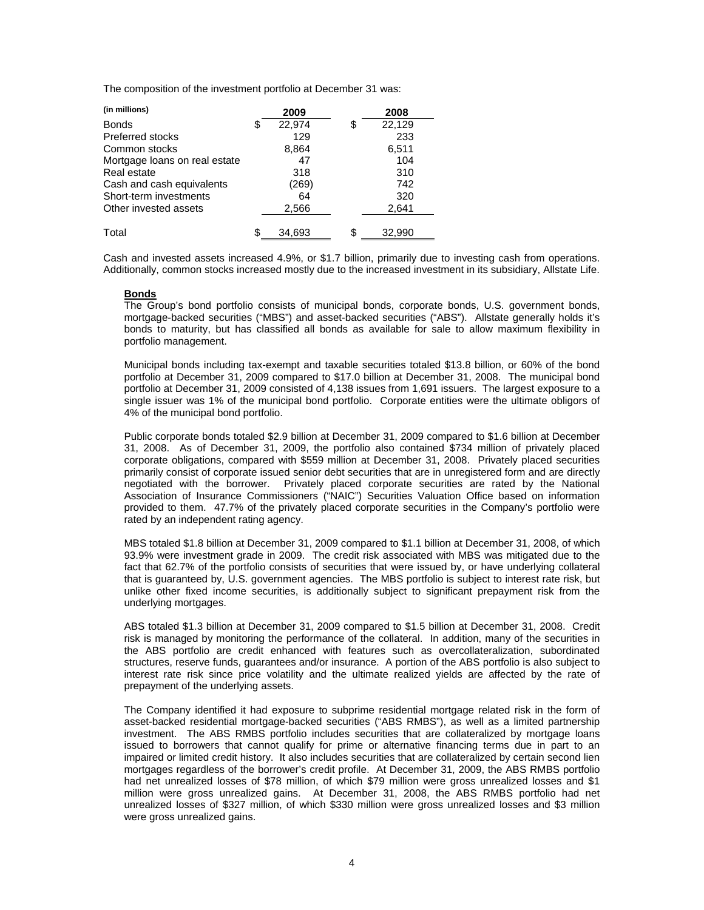The composition of the investment portfolio at December 31 was:

| (in millions) | 2009 | 2008 |
|---|---|---|
| Bonds | $ 22,974 | $ 22,129 |
| Preferred stocks | 129 | 233 |
| Common stocks | 8,864 | 6,511 |
| Mortgage loans on real estate | 47 | 104 |
| Real estate | 318 | 310 |
| Cash and cash equivalents | (269) | 742 |
| Short-term investments | 64 | 320 |
| Other invested assets | 2,566 | 2,641 |
| Total | $ 34,693 | $ 32,990 |

Cash and invested assets increased 4.9%, or $1.7 billion, primarily due to investing cash from operations. Additionally, common stocks increased mostly due to the increased investment in its subsidiary, Allstate Life.

**Bonds**

The Group's bond portfolio consists of municipal bonds, corporate bonds, U.S. government bonds, mortgage-backed securities ("MBS") and asset-backed securities ("ABS"). Allstate generally holds it's bonds to maturity, but has classified all bonds as available for sale to allow maximum flexibility in portfolio management.

Municipal bonds including tax-exempt and taxable securities totaled $13.8 billion, or 60% of the bond portfolio at December 31, 2009 compared to $17.0 billion at December 31, 2008. The municipal bond portfolio at December 31, 2009 consisted of 4,138 issues from 1,691 issuers. The largest exposure to a single issuer was 1% of the municipal bond portfolio. Corporate entities were the ultimate obligors of 4% of the municipal bond portfolio.

Public corporate bonds totaled $2.9 billion at December 31, 2009 compared to $1.6 billion at December 31, 2008. As of December 31, 2009, the portfolio also contained $734 million of privately placed corporate obligations, compared with $559 million at December 31, 2008. Privately placed securities primarily consist of corporate issued senior debt securities that are in unregistered form and are directly negotiated with the borrower. Privately placed corporate securities are rated by the National Association of Insurance Commissioners ("NAIC") Securities Valuation Office based on information provided to them. 47.7% of the privately placed corporate securities in the Company's portfolio were rated by an independent rating agency.

MBS totaled $1.8 billion at December 31, 2009 compared to $1.1 billion at December 31, 2008, of which 93.9% were investment grade in 2009. The credit risk associated with MBS was mitigated due to the fact that 62.7% of the portfolio consists of securities that were issued by, or have underlying collateral that is guaranteed by, U.S. government agencies. The MBS portfolio is subject to interest rate risk, but unlike other fixed income securities, is additionally subject to significant prepayment risk from the underlying mortgages.

ABS totaled $1.3 billion at December 31, 2009 compared to $1.5 billion at December 31, 2008. Credit risk is managed by monitoring the performance of the collateral. In addition, many of the securities in the ABS portfolio are credit enhanced with features such as overcollateralization, subordinated structures, reserve funds, guarantees and/or insurance. A portion of the ABS portfolio is also subject to interest rate risk since price volatility and the ultimate realized yields are affected by the rate of prepayment of the underlying assets.

The Company identified it had exposure to subprime residential mortgage related risk in the form of asset-backed residential mortgage-backed securities ("ABS RMBS"), as well as a limited partnership investment. The ABS RMBS portfolio includes securities that are collateralized by mortgage loans issued to borrowers that cannot qualify for prime or alternative financing terms due in part to an impaired or limited credit history. It also includes securities that are collateralized by certain second lien mortgages regardless of the borrower's credit profile. At December 31, 2009, the ABS RMBS portfolio had net unrealized losses of $78 million, of which $79 million were gross unrealized losses and $1 million were gross unrealized gains. At December 31, 2008, the ABS RMBS portfolio had net unrealized losses of $327 million, of which $330 million were gross unrealized losses and $3 million were gross unrealized gains.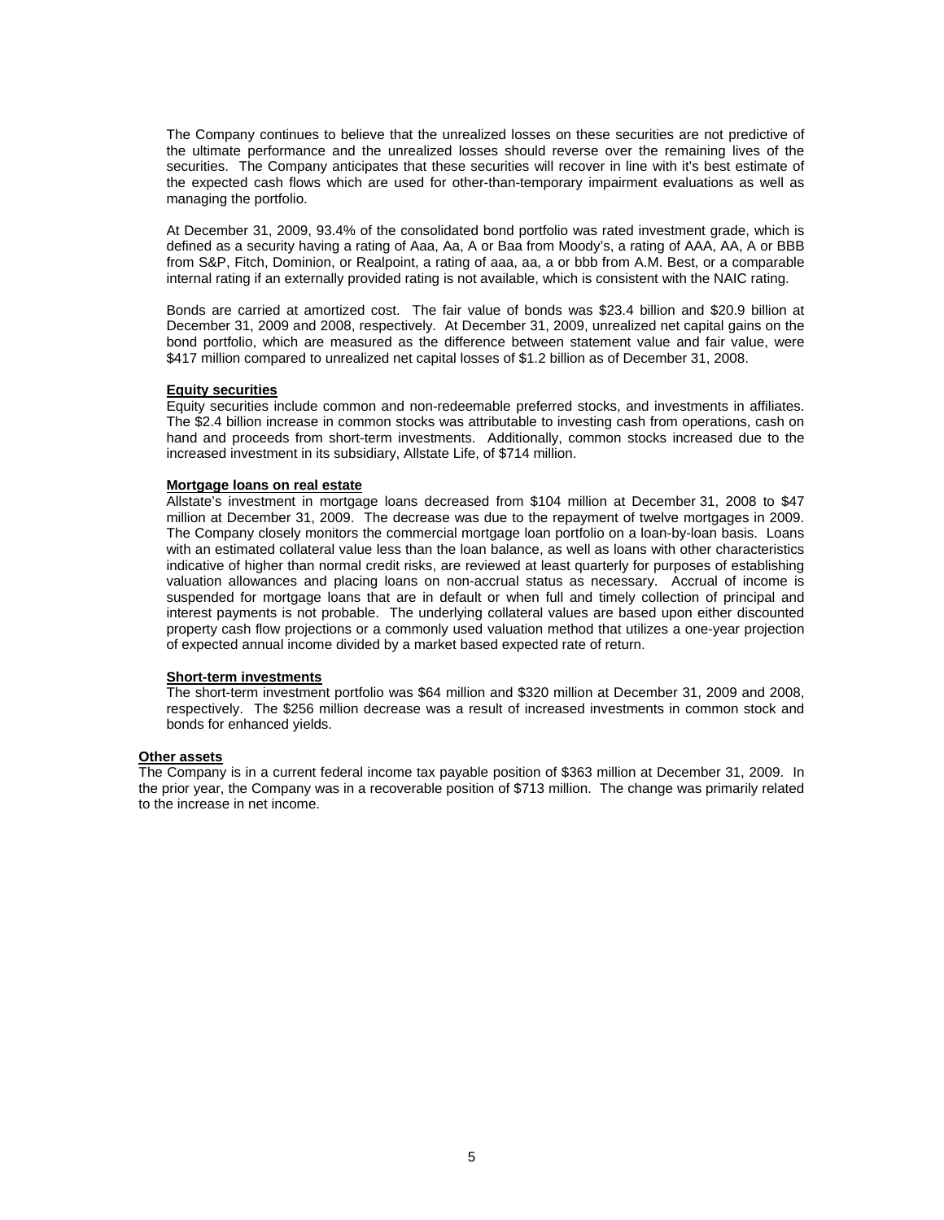The Company continues to believe that the unrealized losses on these securities are not predictive of the ultimate performance and the unrealized losses should reverse over the remaining lives of the securities. The Company anticipates that these securities will recover in line with it's best estimate of the expected cash flows which are used for other-than-temporary impairment evaluations as well as managing the portfolio.

At December 31, 2009, 93.4% of the consolidated bond portfolio was rated investment grade, which is defined as a security having a rating of Aaa, Aa, A or Baa from Moody's, a rating of AAA, AA, A or BBB from S&P, Fitch, Dominion, or Realpoint, a rating of aaa, aa, a or bbb from A.M. Best, or a comparable internal rating if an externally provided rating is not available, which is consistent with the NAIC rating.

Bonds are carried at amortized cost. The fair value of bonds was $23.4 billion and $20.9 billion at December 31, 2009 and 2008, respectively. At December 31, 2009, unrealized net capital gains on the bond portfolio, which are measured as the difference between statement value and fair value, were $417 million compared to unrealized net capital losses of $1.2 billion as of December 31, 2008.

**Equity securities**

Equity securities include common and non-redeemable preferred stocks, and investments in affiliates. The $2.4 billion increase in common stocks was attributable to investing cash from operations, cash on hand and proceeds from short-term investments. Additionally, common stocks increased due to the increased investment in its subsidiary, Allstate Life, of $714 million.

**Mortgage loans on real estate**

Allstate's investment in mortgage loans decreased from $104 million at December 31, 2008 to $47 million at December 31, 2009. The decrease was due to the repayment of twelve mortgages in 2009. The Company closely monitors the commercial mortgage loan portfolio on a loan-by-loan basis. Loans with an estimated collateral value less than the loan balance, as well as loans with other characteristics indicative of higher than normal credit risks, are reviewed at least quarterly for purposes of establishing valuation allowances and placing loans on non-accrual status as necessary. Accrual of income is suspended for mortgage loans that are in default or when full and timely collection of principal and interest payments is not probable. The underlying collateral values are based upon either discounted property cash flow projections or a commonly used valuation method that utilizes a one-year projection of expected annual income divided by a market based expected rate of return.

**Short-term investments**

The short-term investment portfolio was $64 million and $320 million at December 31, 2009 and 2008, respectively. The $256 million decrease was a result of increased investments in common stock and bonds for enhanced yields.

**Other assets**

The Company is in a current federal income tax payable position of $363 million at December 31, 2009. In the prior year, the Company was in a recoverable position of $713 million. The change was primarily related to the increase in net income.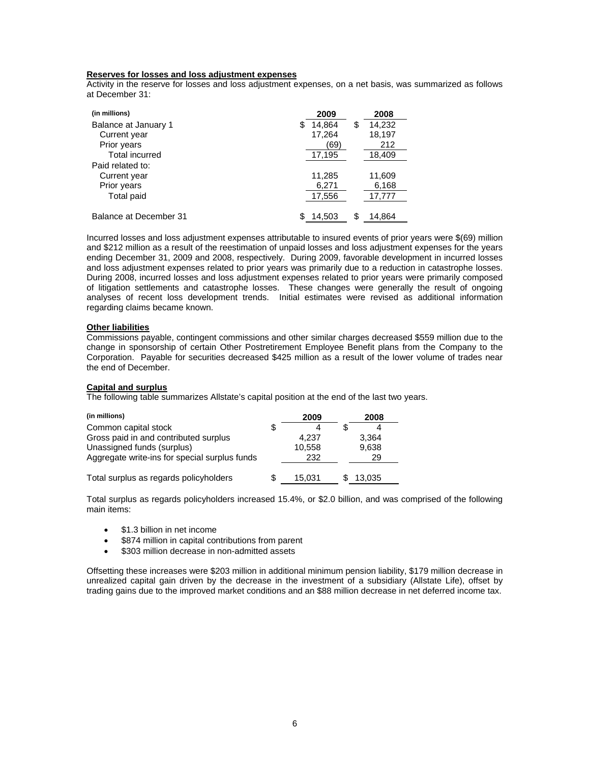**Reserves for losses and loss adjustment expenses**

Activity in the reserve for losses and loss adjustment expenses, on a net basis, was summarized as follows at December 31:

| (in millions) | 2009 | 2008 |
|---|---|---|
| Balance at January 1 | $ 14,864 | $ 14,232 |
| Current year | 17,264 | 18,197 |
| Prior years | (69) | 212 |
| Total incurred | 17,195 | 18,409 |
| Paid related to: | | |
| Current year | 11,285 | 11,609 |
| Prior years | 6,271 | 6,168 |
| Total paid | 17,556 | 17,777 |
| Balance at December 31 | $ 14,503 | $ 14,864 |

Incurred losses and loss adjustment expenses attributable to insured events of prior years were $(69) million and $212 million as a result of the reestimation of unpaid losses and loss adjustment expenses for the years ending December 31, 2009 and 2008, respectively. During 2009, favorable development in incurred losses and loss adjustment expenses related to prior years was primarily due to a reduction in catastrophe losses. During 2008, incurred losses and loss adjustment expenses related to prior years were primarily composed of litigation settlements and catastrophe losses. These changes were generally the result of ongoing analyses of recent loss development trends. Initial estimates were revised as additional information regarding claims became known.

**Other liabilities**

Commissions payable, contingent commissions and other similar charges decreased $559 million due to the change in sponsorship of certain Other Postretirement Employee Benefit plans from the Company to the Corporation. Payable for securities decreased $425 million as a result of the lower volume of trades near the end of December.

**Capital and surplus**

The following table summarizes Allstate's capital position at the end of the last two years.

| (in millions) | 2009 | 2008 |
|---|---|---|
| Common capital stock | $ 4 | $ 4 |
| Gross paid in and contributed surplus | 4,237 | 3,364 |
| Unassigned funds (surplus) | 10,558 | 9,638 |
| Aggregate write-ins for special surplus funds | 232 | 29 |
| Total surplus as regards policyholders | $ 15,031 | $ 13,035 |

Total surplus as regards policyholders increased 15.4%, or $2.0 billion, and was comprised of the following main items:

- $1.3 billion in net income
- $874 million in capital contributions from parent
- $303 million decrease in non-admitted assets

Offsetting these increases were $203 million in additional minimum pension liability, $179 million decrease in unrealized capital gain driven by the decrease in the investment of a subsidiary (Allstate Life), offset by trading gains due to the improved market conditions and an $88 million decrease in net deferred income tax.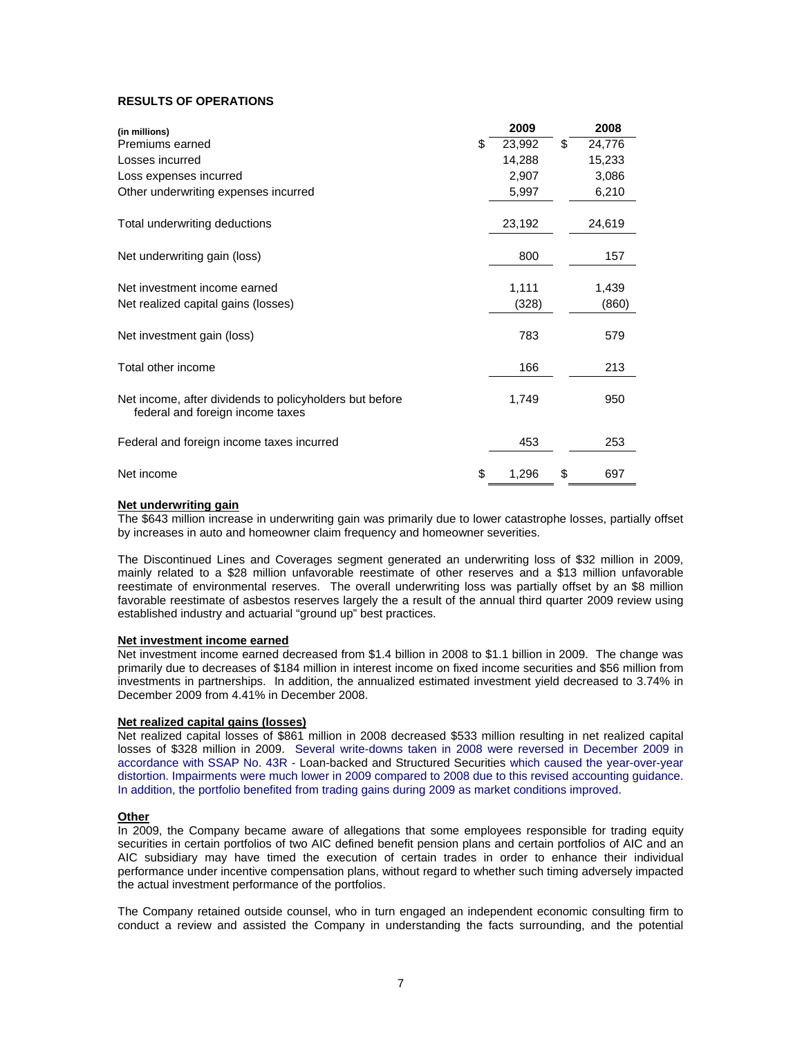## RESULTS OF OPERATIONS

| (in millions) | 2009 | 2008 |
|---|---|---|
| Premiums earned | $ 23,992 | $ 24,776 |
| Losses incurred | 14,288 | 15,233 |
| Loss expenses incurred | 2,907 | 3,086 |
| Other underwriting expenses incurred | 5,997 | 6,210 |
| Total underwriting deductions | 23,192 | 24,619 |
| Net underwriting gain (loss) | 800 | 157 |
| Net investment income earned | 1,111 | 1,439 |
| Net realized capital gains (losses) | (328) | (860) |
| Net investment gain (loss) | 783 | 579 |
| Total other income | 166 | 213 |
| Net income, after dividends to policyholders but before federal and foreign income taxes | 1,749 | 950 |
| Federal and foreign income taxes incurred | 453 | 253 |
| Net income | $ 1,296 | $ 697 |

**Net underwriting gain**
The $643 million increase in underwriting gain was primarily due to lower catastrophe losses, partially offset by increases in auto and homeowner claim frequency and homeowner severities.

The Discontinued Lines and Coverages segment generated an underwriting loss of $32 million in 2009, mainly related to a $28 million unfavorable reestimate of other reserves and a $13 million unfavorable reestimate of environmental reserves. The overall underwriting loss was partially offset by an $8 million favorable reestimate of asbestos reserves largely the a result of the annual third quarter 2009 review using established industry and actuarial "ground up" best practices.

**Net investment income earned**
Net investment income earned decreased from $1.4 billion in 2008 to $1.1 billion in 2009. The change was primarily due to decreases of $184 million in interest income on fixed income securities and $56 million from investments in partnerships. In addition, the annualized estimated investment yield decreased to 3.74% in December 2009 from 4.41% in December 2008.

**Net realized capital gains (losses)**
Net realized capital losses of $861 million in 2008 decreased $533 million resulting in net realized capital losses of $328 million in 2009. Several write-downs taken in 2008 were reversed in December 2009 in accordance with SSAP No. 43R - Loan-backed and Structured Securities which caused the year-over-year distortion. Impairments were much lower in 2009 compared to 2008 due to this revised accounting guidance. In addition, the portfolio benefited from trading gains during 2009 as market conditions improved.

**Other**
In 2009, the Company became aware of allegations that some employees responsible for trading equity securities in certain portfolios of two AIC defined benefit pension plans and certain portfolios of AIC and an AIC subsidiary may have timed the execution of certain trades in order to enhance their individual performance under incentive compensation plans, without regard to whether such timing adversely impacted the actual investment performance of the portfolios.

The Company retained outside counsel, who in turn engaged an independent economic consulting firm to conduct a review and assisted the Company in understanding the facts surrounding, and the potential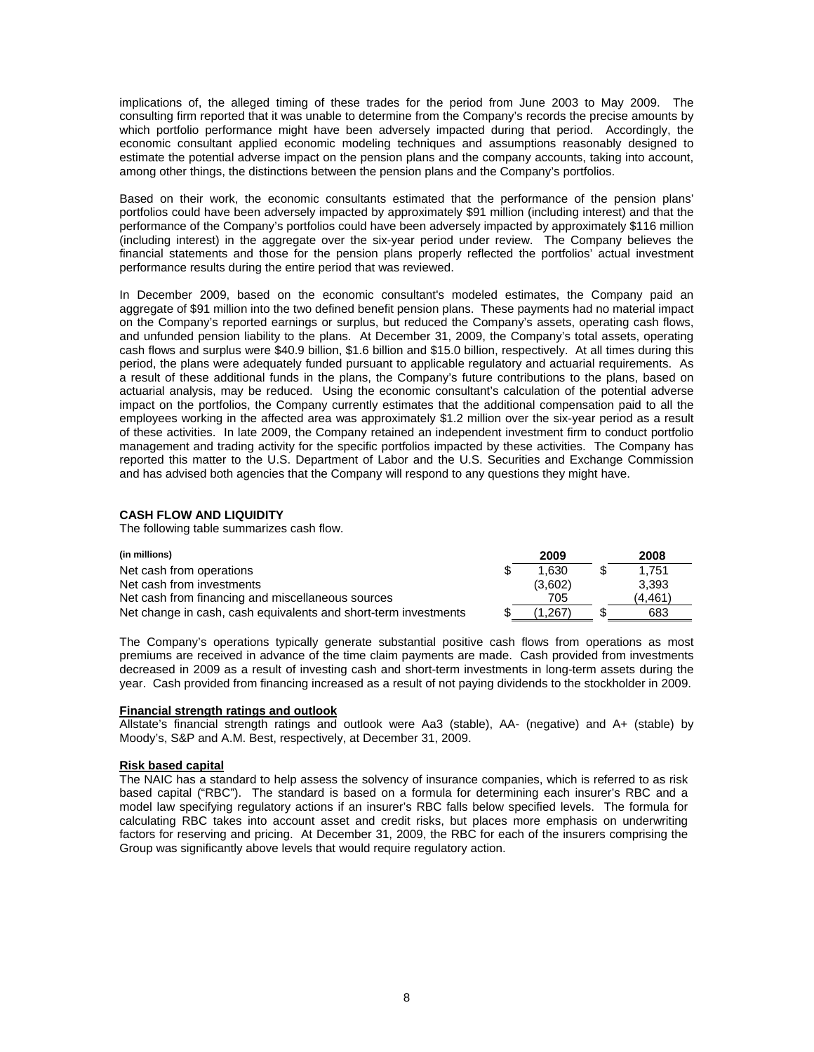implications of, the alleged timing of these trades for the period from June 2003 to May 2009. The consulting firm reported that it was unable to determine from the Company's records the precise amounts by which portfolio performance might have been adversely impacted during that period. Accordingly, the economic consultant applied economic modeling techniques and assumptions reasonably designed to estimate the potential adverse impact on the pension plans and the company accounts, taking into account, among other things, the distinctions between the pension plans and the Company's portfolios.

Based on their work, the economic consultants estimated that the performance of the pension plans' portfolios could have been adversely impacted by approximately $91 million (including interest) and that the performance of the Company's portfolios could have been adversely impacted by approximately $116 million (including interest) in the aggregate over the six-year period under review. The Company believes the financial statements and those for the pension plans properly reflected the portfolios' actual investment performance results during the entire period that was reviewed.

In December 2009, based on the economic consultant's modeled estimates, the Company paid an aggregate of $91 million into the two defined benefit pension plans. These payments had no material impact on the Company's reported earnings or surplus, but reduced the Company's assets, operating cash flows, and unfunded pension liability to the plans. At December 31, 2009, the Company's total assets, operating cash flows and surplus were $40.9 billion, $1.6 billion and $15.0 billion, respectively. At all times during this period, the plans were adequately funded pursuant to applicable regulatory and actuarial requirements. As a result of these additional funds in the plans, the Company's future contributions to the plans, based on actuarial analysis, may be reduced. Using the economic consultant's calculation of the potential adverse impact on the portfolios, the Company currently estimates that the additional compensation paid to all the employees working in the affected area was approximately $1.2 million over the six-year period as a result of these activities. In late 2009, the Company retained an independent investment firm to conduct portfolio management and trading activity for the specific portfolios impacted by these activities. The Company has reported this matter to the U.S. Department of Labor and the U.S. Securities and Exchange Commission and has advised both agencies that the Company will respond to any questions they might have.

**CASH FLOW AND LIQUIDITY**

The following table summarizes cash flow.

| (in millions) | 2009 | 2008 |
|---|---|---|
| Net cash from operations | $ 1,630 | $ 1,751 |
| Net cash from investments | (3,602) | 3,393 |
| Net cash from financing and miscellaneous sources | 705 | (4,461) |
| Net change in cash, cash equivalents and short-term investments | $ (1,267) | $ 683 |

The Company's operations typically generate substantial positive cash flows from operations as most premiums are received in advance of the time claim payments are made. Cash provided from investments decreased in 2009 as a result of investing cash and short-term investments in long-term assets during the year. Cash provided from financing increased as a result of not paying dividends to the stockholder in 2009.

**Financial strength ratings and outlook**

Allstate's financial strength ratings and outlook were Aa3 (stable), AA- (negative) and A+ (stable) by Moody's, S&P and A.M. Best, respectively, at December 31, 2009.

**Risk based capital**

The NAIC has a standard to help assess the solvency of insurance companies, which is referred to as risk based capital ("RBC"). The standard is based on a formula for determining each insurer's RBC and a model law specifying regulatory actions if an insurer's RBC falls below specified levels. The formula for calculating RBC takes into account asset and credit risks, but places more emphasis on underwriting factors for reserving and pricing. At December 31, 2009, the RBC for each of the insurers comprising the Group was significantly above levels that would require regulatory action.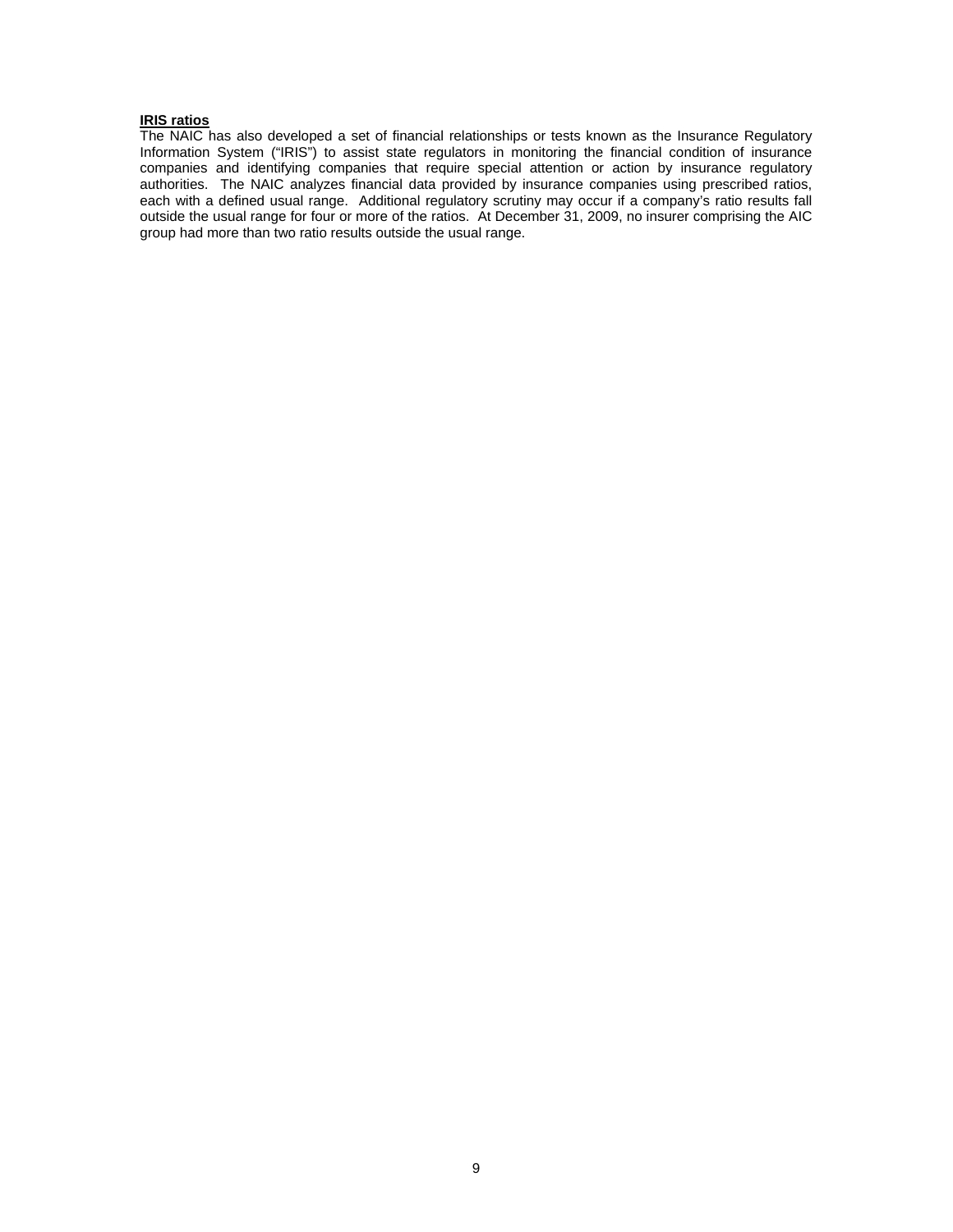**IRIS ratios**

The NAIC has also developed a set of financial relationships or tests known as the Insurance Regulatory Information System ("IRIS") to assist state regulators in monitoring the financial condition of insurance companies and identifying companies that require special attention or action by insurance regulatory authorities. The NAIC analyzes financial data provided by insurance companies using prescribed ratios, each with a defined usual range. Additional regulatory scrutiny may occur if a company's ratio results fall outside the usual range for four or more of the ratios. At December 31, 2009, no insurer comprising the AIC group had more than two ratio results outside the usual range.